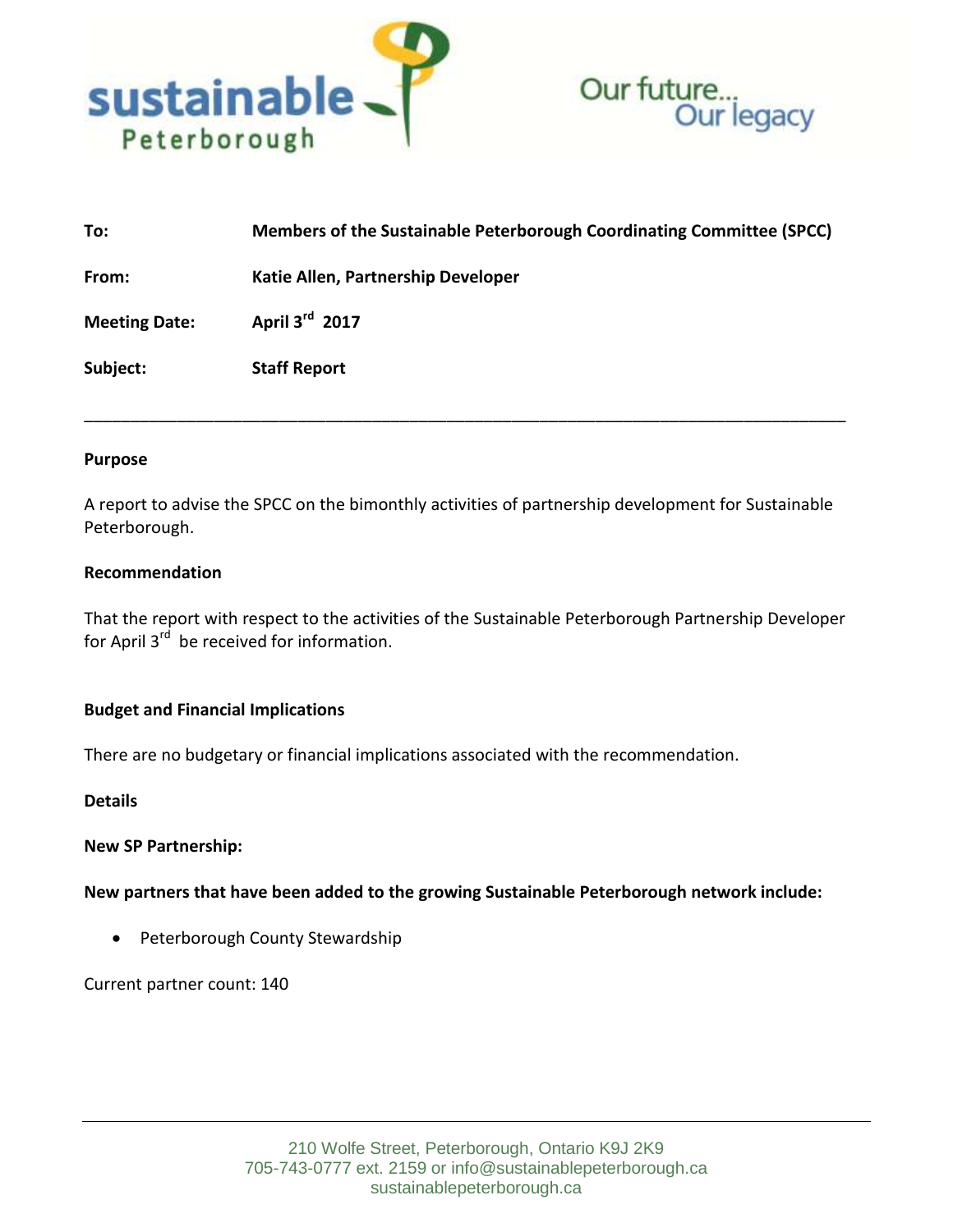sustainable Peterborough

Our future... Our legacy

**To:** Members of the Sustainable Peterborough Coordinating Committee (SPCC)

**From:** Katie Allen, Partnership Developer

**Meeting Date:** April 3rd 2017

**Subject:** Staff Report

---

**Purpose**

A report to advise the SPCC on the bimonthly activities of partnership development for Sustainable Peterborough.

**Recommendation**

That the report with respect to the activities of the Sustainable Peterborough Partnership Developer for April 3rd be received for information.

**Budget and Financial Implications**

There are no budgetary or financial implications associated with the recommendation.

**Details**

**New SP Partnership:**

**New partners that have been added to the growing Sustainable Peterborough network include:**

- Peterborough County Stewardship

Current partner count: 140

210 Wolfe Street, Peterborough, Ontario K9J 2K9
705-743-0777 ext. 2159 or info@sustainablepeterborough.ca
sustainablepeterborough.ca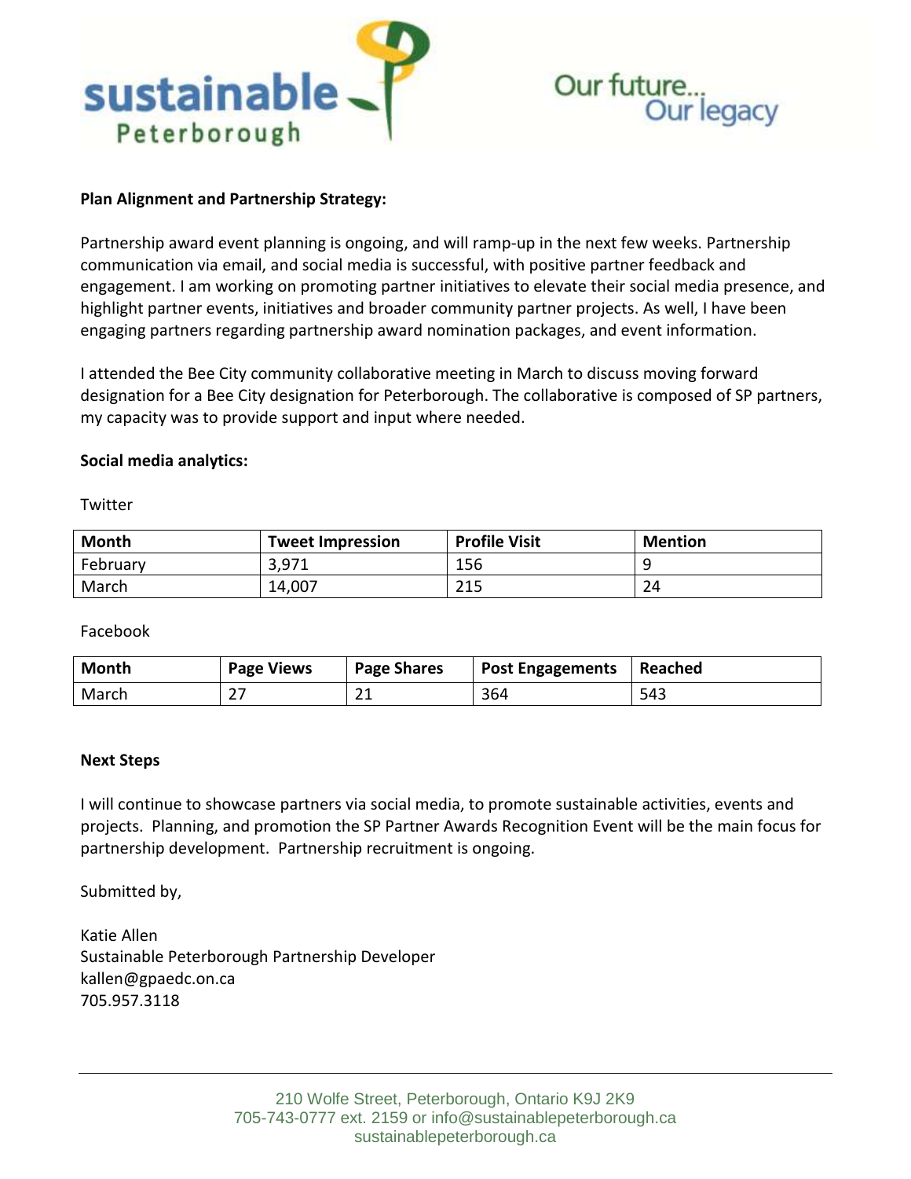**Plan Alignment and Partnership Strategy:**

Partnership award event planning is ongoing, and will ramp-up in the next few weeks. Partnership communication via email, and social media is successful, with positive partner feedback and engagement. I am working on promoting partner initiatives to elevate their social media presence, and highlight partner events, initiatives and broader community partner projects. As well, I have been engaging partners regarding partnership award nomination packages, and event information.

I attended the Bee City community collaborative meeting in March to discuss moving forward designation for a Bee City designation for Peterborough. The collaborative is composed of SP partners, my capacity was to provide support and input where needed.

**Social media analytics:**

Twitter

| Month | Tweet Impression | Profile Visit | Mention |
| --- | --- | --- | --- |
| February | 3,971 | 156 | 9 |
| March | 14,007 | 215 | 24 |

Facebook

| Month | Page Views | Page Shares | Post Engagements | Reached |
| --- | --- | --- | --- | --- |
| March | 27 | 21 | 364 | 543 |

**Next Steps**

I will continue to showcase partners via social media, to promote sustainable activities, events and projects. Planning, and promotion the SP Partner Awards Recognition Event will be the main focus for partnership development. Partnership recruitment is ongoing.

Submitted by,

Katie Allen
Sustainable Peterborough Partnership Developer
kallen@gpaedc.on.ca
705.957.3118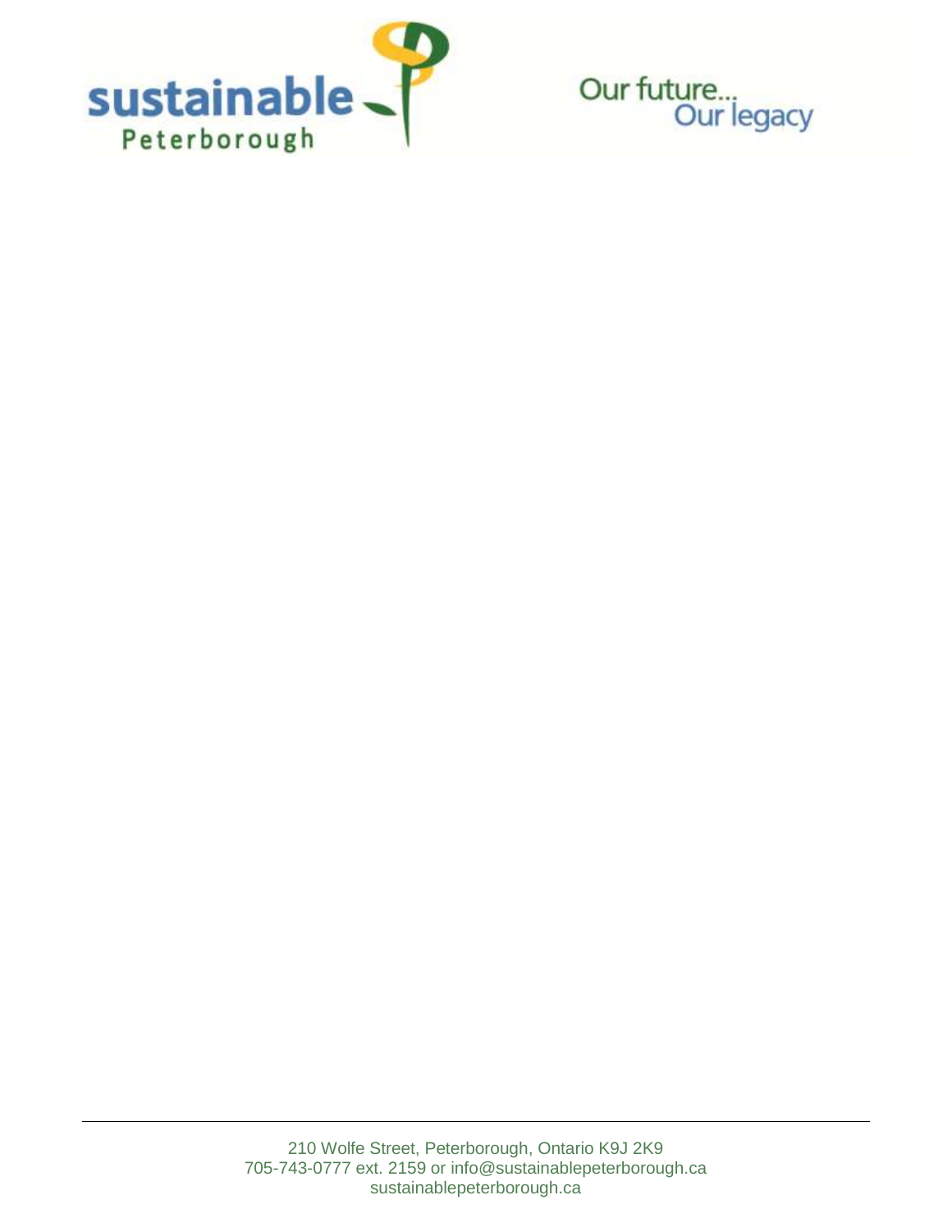sustainable Peterborough

Our future... Our legacy

210 Wolfe Street, Peterborough, Ontario K9J 2K9
705-743-0777 ext. 2159 or info@sustainablepeterborough.ca
sustainablepeterborough.ca